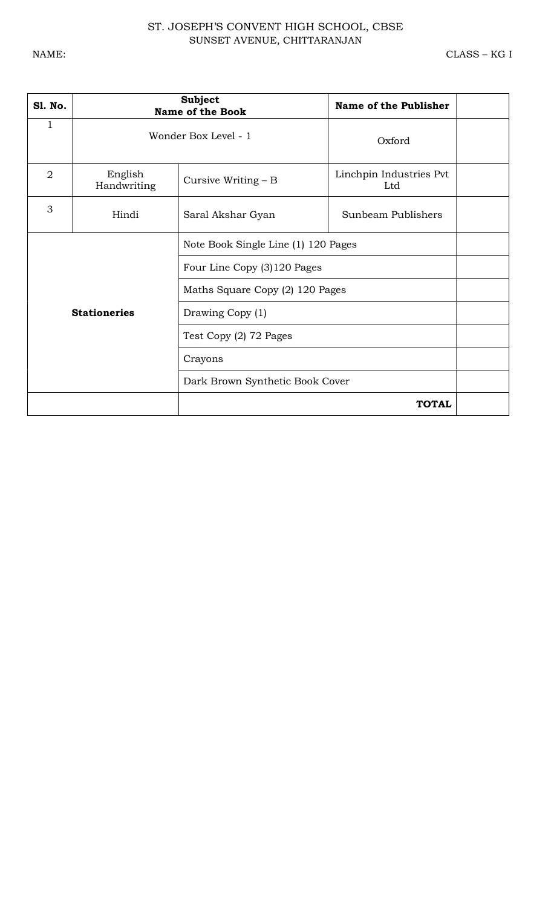ST. JOSEPH'S CONVENT HIGH SCHOOL, CBSE
SUNSET AVENUE, CHITTARANJAN

NAME: CLASS – KG I

| Sl. No. | Subject | Name of the Book | Name of the Publisher | |
|---|---|---|---|---|
| 1 | Wonder Box Level - 1 | | Oxford | |
| 2 | English Handwriting | Cursive Writing – B | Linchpin Industries Pvt Ltd | |
| 3 | Hindi | Saral Akshar Gyan | Sunbeam Publishers | |
| **Stationeries** | | Note Book Single Line (1) 120 Pages | | |
| | | Four Line Copy (3)120 Pages | | |
| | | Maths Square Copy (2) 120 Pages | | |
| | | Drawing Copy (1) | | |
| | | Test Copy (2) 72 Pages | | |
| | | Crayons | | |
| | | Dark Brown Synthetic Book Cover | | |
| | | **TOTAL** | | |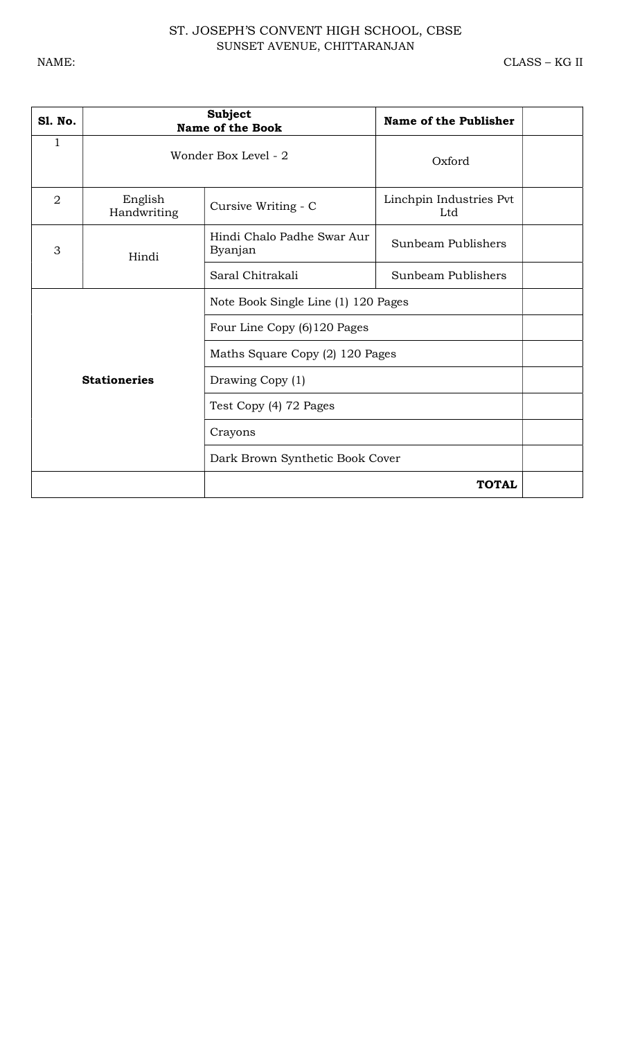ST. JOSEPH'S CONVENT HIGH SCHOOL, CBSE
SUNSET AVENUE, CHITTARANJAN

NAME: CLASS – KG II

| **Sl. No.** | **Subject** | **Name of the Book** | **Name of the Publisher** | |
|---|---|---|---|---|
| 1 | Wonder Box Level - 2 | | Oxford | |
| 2 | English Handwriting | Cursive Writing - C | Linchpin Industries Pvt Ltd | |
| 3 | Hindi | Hindi Chalo Padhe Swar Aur Byanjan | Sunbeam Publishers | |
| | | Saral Chitrakali | Sunbeam Publishers | |
| **Stationeries** | | Note Book Single Line (1) 120 Pages | | |
| | | Four Line Copy (6)120 Pages | | |
| | | Maths Square Copy (2) 120 Pages | | |
| | | Drawing Copy (1) | | |
| | | Test Copy (4) 72 Pages | | |
| | | Crayons | | |
| | | Dark Brown Synthetic Book Cover | | |
| | | | **TOTAL** | |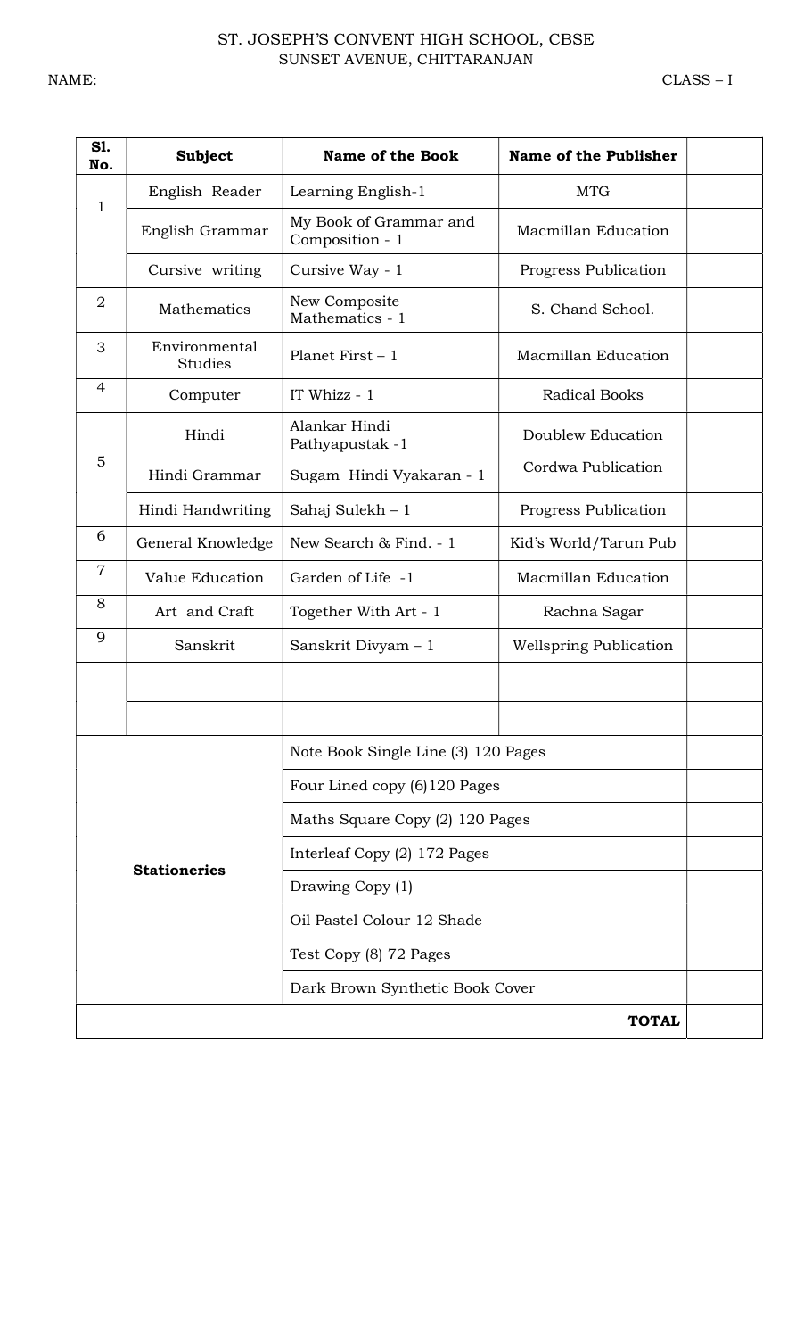ST. JOSEPH'S CONVENT HIGH SCHOOL, CBSE
SUNSET AVENUE, CHITTARANJAN

NAME: CLASS – I

| Sl. No. | Subject | Name of the Book | Name of the Publisher | |
|---|---|---|---|---|
| 1 | English Reader | Learning English-1 | MTG | |
| | English Grammar | My Book of Grammar and Composition - 1 | Macmillan Education | |
| | Cursive writing | Cursive Way - 1 | Progress Publication | |
| 2 | Mathematics | New Composite Mathematics - 1 | S. Chand School. | |
| 3 | Environmental Studies | Planet First – 1 | Macmillan Education | |
| 4 | Computer | IT Whizz - 1 | Radical Books | |
| 5 | Hindi | Alankar Hindi Pathyapustak -1 | Doublew Education | |
| | Hindi Grammar | Sugam Hindi Vyakaran - 1 | Cordwa Publication | |
| | Hindi Handwriting | Sahaj Sulekh – 1 | Progress Publication | |
| 6 | General Knowledge | New Search & Find. - 1 | Kid's World/Tarun Pub | |
| 7 | Value Education | Garden of Life -1 | Macmillan Education | |
| 8 | Art and Craft | Together With Art - 1 | Rachna Sagar | |
| 9 | Sanskrit | Sanskrit Divyam – 1 | Wellspring Publication | |
| | | | | |
| | | | | |
| **Stationeries** | | Note Book Single Line (3) 120 Pages | | |
| | | Four Lined copy (6)120 Pages | | |
| | | Maths Square Copy (2) 120 Pages | | |
| | | Interleaf Copy (2) 172 Pages | | |
| | | Drawing Copy (1) | | |
| | | Oil Pastel Colour 12 Shade | | |
| | | Test Copy (8) 72 Pages | | |
| | | Dark Brown Synthetic Book Cover | | |
| | | | **TOTAL** | |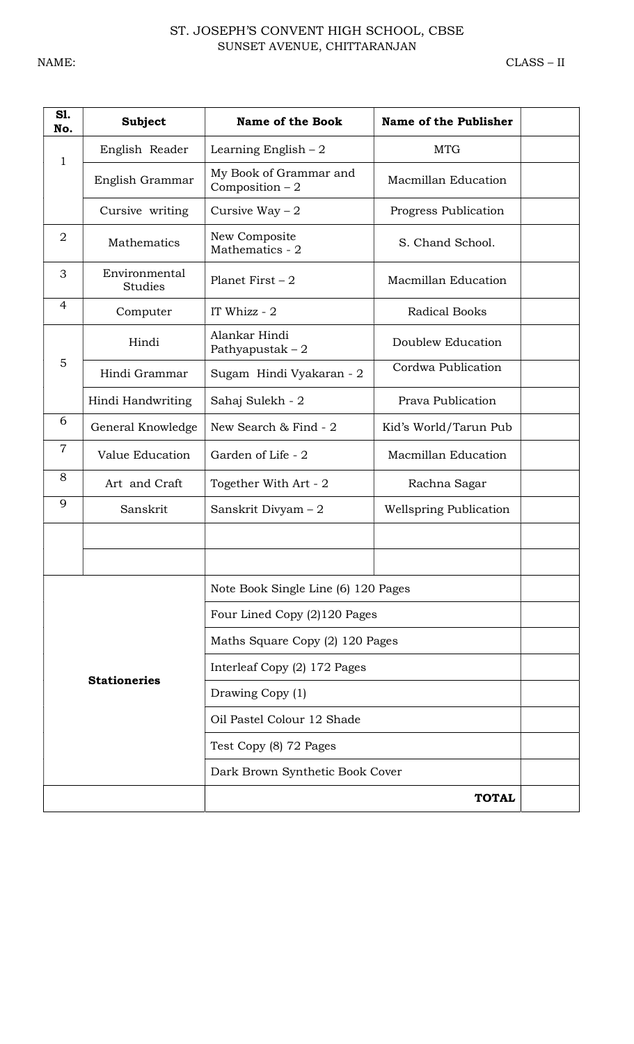ST. JOSEPH'S CONVENT HIGH SCHOOL, CBSE
SUNSET AVENUE, CHITTARANJAN

NAME: CLASS – II

| Sl. No. | Subject | Name of the Book | Name of the Publisher | |
|---|---|---|---|---|
| 1 | English Reader | Learning English – 2 | MTG | |
| | English Grammar | My Book of Grammar and Composition – 2 | Macmillan Education | |
| | Cursive writing | Cursive Way – 2 | Progress Publication | |
| 2 | Mathematics | New Composite Mathematics - 2 | S. Chand School. | |
| 3 | Environmental Studies | Planet First – 2 | Macmillan Education | |
| 4 | Computer | IT Whizz - 2 | Radical Books | |
| 5 | Hindi | Alankar Hindi Pathyapustak – 2 | Doublew Education | |
| | Hindi Grammar | Sugam Hindi Vyakaran - 2 | Cordwa Publication | |
| | Hindi Handwriting | Sahaj Sulekh - 2 | Prava Publication | |
| 6 | General Knowledge | New Search & Find - 2 | Kid's World/Tarun Pub | |
| 7 | Value Education | Garden of Life - 2 | Macmillan Education | |
| 8 | Art and Craft | Together With Art - 2 | Rachna Sagar | |
| 9 | Sanskrit | Sanskrit Divyam – 2 | Wellspring Publication | |
| | | | | |
| | | | | |
| **Stationeries** | | Note Book Single Line (6) 120 Pages | | |
| | | Four Lined Copy (2)120 Pages | | |
| | | Maths Square Copy (2) 120 Pages | | |
| | | Interleaf Copy (2) 172 Pages | | |
| | | Drawing Copy (1) | | |
| | | Oil Pastel Colour 12 Shade | | |
| | | Test Copy (8) 72 Pages | | |
| | | Dark Brown Synthetic Book Cover | | |
| | | | **TOTAL** | |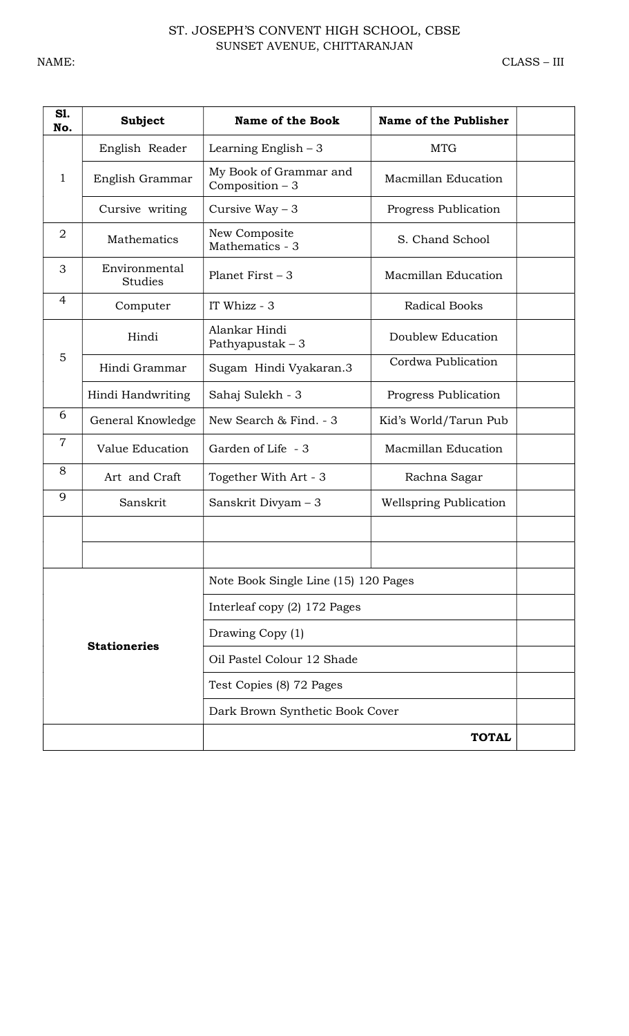ST. JOSEPH'S CONVENT HIGH SCHOOL, CBSE
SUNSET AVENUE, CHITTARANJAN

NAME: CLASS – III

| Sl. No. | Subject | Name of the Book | Name of the Publisher | |
|---|---|---|---|---|
| 1 | English Reader | Learning English – 3 | MTG | |
| | English Grammar | My Book of Grammar and Composition – 3 | Macmillan Education | |
| | Cursive writing | Cursive Way – 3 | Progress Publication | |
| 2 | Mathematics | New Composite Mathematics - 3 | S. Chand School | |
| 3 | Environmental Studies | Planet First – 3 | Macmillan Education | |
| 4 | Computer | IT Whizz - 3 | Radical Books | |
| 5 | Hindi | Alankar Hindi Pathyapustak – 3 | Doublew Education | |
| | Hindi Grammar | Sugam Hindi Vyakaran.3 | Cordwa Publication | |
| | Hindi Handwriting | Sahaj Sulekh - 3 | Progress Publication | |
| 6 | General Knowledge | New Search & Find. - 3 | Kid's World/Tarun Pub | |
| 7 | Value Education | Garden of Life - 3 | Macmillan Education | |
| 8 | Art and Craft | Together With Art - 3 | Rachna Sagar | |
| 9 | Sanskrit | Sanskrit Divyam – 3 | Wellspring Publication | |
| | | | | |
| | | | | |
| **Stationeries** | | Note Book Single Line (15) 120 Pages | | |
| | | Interleaf copy (2) 172 Pages | | |
| | | Drawing Copy (1) | | |
| | | Oil Pastel Colour 12 Shade | | |
| | | Test Copies (8) 72 Pages | | |
| | | Dark Brown Synthetic Book Cover | | |
| | | | **TOTAL** | |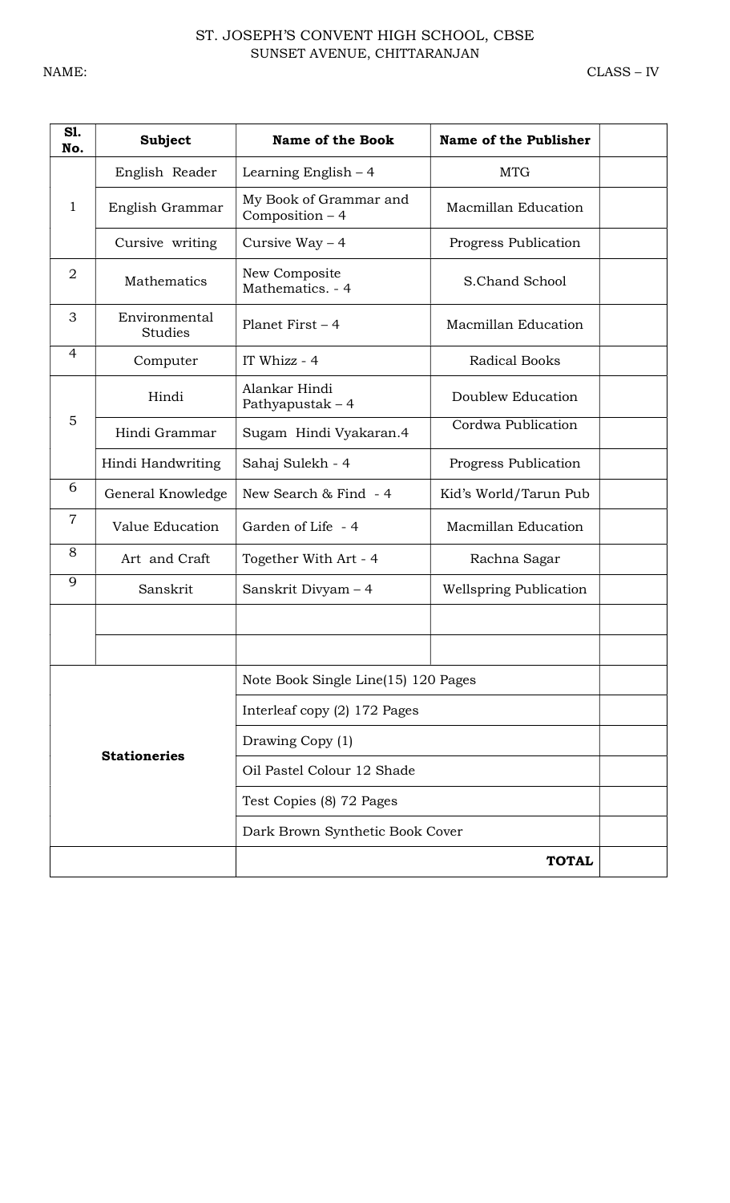ST. JOSEPH'S CONVENT HIGH SCHOOL, CBSE
SUNSET AVENUE, CHITTARANJAN

NAME: CLASS – IV

| Sl. No. | Subject | Name of the Book | Name of the Publisher | |
|---|---|---|---|---|
| 1 | English Reader | Learning English – 4 | MTG | |
| | English Grammar | My Book of Grammar and Composition – 4 | Macmillan Education | |
| | Cursive writing | Cursive Way – 4 | Progress Publication | |
| 2 | Mathematics | New Composite Mathematics. - 4 | S.Chand School | |
| 3 | Environmental Studies | Planet First – 4 | Macmillan Education | |
| 4 | Computer | IT Whizz - 4 | Radical Books | |
| 5 | Hindi | Alankar Hindi Pathyapustak – 4 | Doublew Education | |
| | Hindi Grammar | Sugam Hindi Vyakaran.4 | Cordwa Publication | |
| | Hindi Handwriting | Sahaj Sulekh - 4 | Progress Publication | |
| 6 | General Knowledge | New Search & Find - 4 | Kid's World/Tarun Pub | |
| 7 | Value Education | Garden of Life - 4 | Macmillan Education | |
| 8 | Art and Craft | Together With Art - 4 | Rachna Sagar | |
| 9 | Sanskrit | Sanskrit Divyam – 4 | Wellspring Publication | |
| | | | | |
| | | | | |
| **Stationeries** | | Note Book Single Line(15) 120 Pages | | |
| | | Interleaf copy (2) 172 Pages | | |
| | | Drawing Copy (1) | | |
| | | Oil Pastel Colour 12 Shade | | |
| | | Test Copies (8) 72 Pages | | |
| | | Dark Brown Synthetic Book Cover | | |
| | | **TOTAL** | | |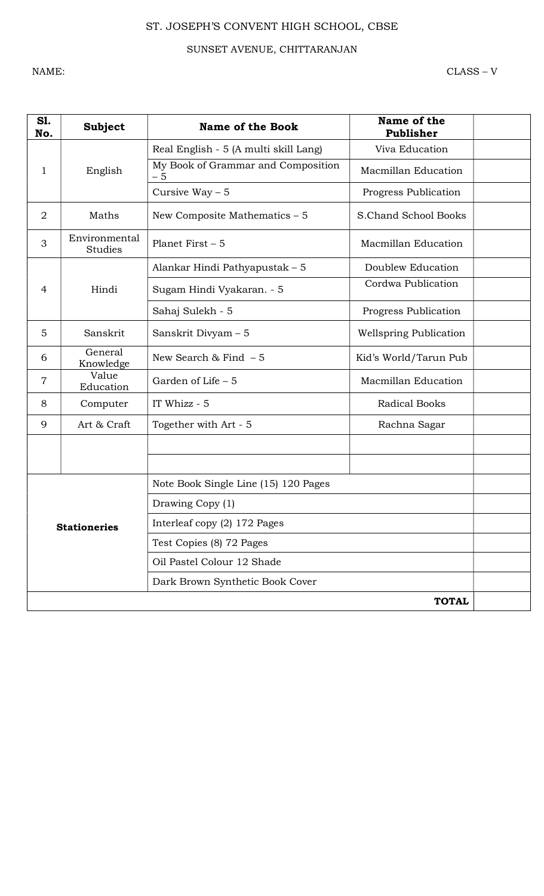ST. JOSEPH'S CONVENT HIGH SCHOOL, CBSE

SUNSET AVENUE, CHITTARANJAN

NAME: CLASS – V

| Sl. No. | Subject | Name of the Book | Name of the Publisher | |
|---|---|---|---|---|
| 1 | English | Real English - 5 (A multi skill Lang) | Viva Education | |
| | | My Book of Grammar and Composition – 5 | Macmillan Education | |
| | | Cursive Way – 5 | Progress Publication | |
| 2 | Maths | New Composite Mathematics – 5 | S.Chand School Books | |
| 3 | Environmental Studies | Planet First – 5 | Macmillan Education | |
| 4 | Hindi | Alankar Hindi Pathyapustak – 5 | Doublew Education | |
| | | Sugam Hindi Vyakaran. - 5 | Cordwa Publication | |
| | | Sahaj Sulekh - 5 | Progress Publication | |
| 5 | Sanskrit | Sanskrit Divyam – 5 | Wellspring Publication | |
| 6 | General Knowledge | New Search & Find – 5 | Kid's World/Tarun Pub | |
| 7 | Value Education | Garden of Life – 5 | Macmillan Education | |
| 8 | Computer | IT Whizz - 5 | Radical Books | |
| 9 | Art & Craft | Together with Art - 5 | Rachna Sagar | |
| | | | | |
| | | | | |
| **Stationeries** | | Note Book Single Line (15) 120 Pages | | |
| | | Drawing Copy (1) | | |
| | | Interleaf copy (2) 172 Pages | | |
| | | Test Copies (8) 72 Pages | | |
| | | Oil Pastel Colour 12 Shade | | |
| | | Dark Brown Synthetic Book Cover | | |
| | | | **TOTAL** | |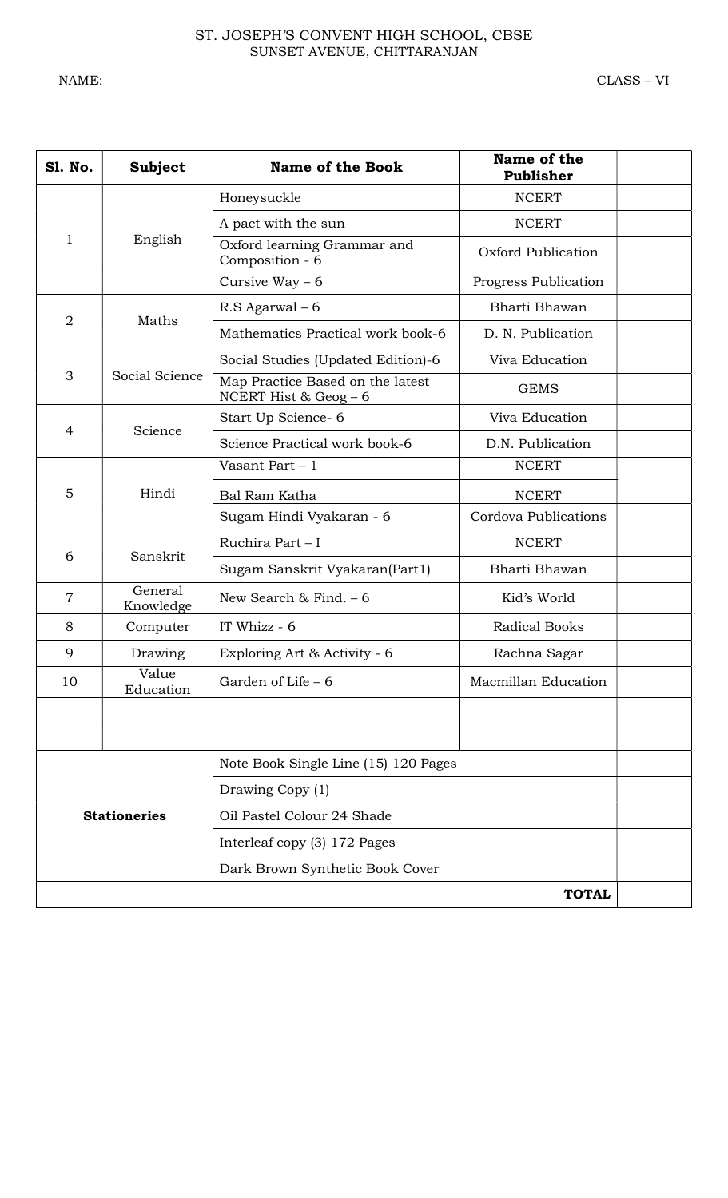ST. JOSEPH'S CONVENT HIGH SCHOOL, CBSE
SUNSET AVENUE, CHITTARANJAN

NAME: CLASS – VI

| Sl. No. | Subject | Name of the Book | Name of the Publisher | |
|---|---|---|---|---|
| 1 | English | Honeysuckle | NCERT | |
| | | A pact with the sun | NCERT | |
| | | Oxford learning Grammar and Composition - 6 | Oxford Publication | |
| | | Cursive Way – 6 | Progress Publication | |
| 2 | Maths | R.S Agarwal – 6 | Bharti Bhawan | |
| | | Mathematics Practical work book-6 | D. N. Publication | |
| 3 | Social Science | Social Studies (Updated Edition)-6 | Viva Education | |
| | | Map Practice Based on the latest NCERT Hist & Geog – 6 | GEMS | |
| 4 | Science | Start Up Science- 6 | Viva Education | |
| | | Science Practical work book-6 | D.N. Publication | |
| 5 | Hindi | Vasant Part – 1 | NCERT | |
| | | Bal Ram Katha | NCERT | |
| | | Sugam Hindi Vyakaran - 6 | Cordova Publications | |
| 6 | Sanskrit | Ruchira Part – I | NCERT | |
| | | Sugam Sanskrit Vyakaran(Part1) | Bharti Bhawan | |
| 7 | General Knowledge | New Search & Find. – 6 | Kid's World | |
| 8 | Computer | IT Whizz - 6 | Radical Books | |
| 9 | Drawing | Exploring Art & Activity - 6 | Rachna Sagar | |
| 10 | Value Education | Garden of Life – 6 | Macmillan Education | |
| | | | | |
| | | | | |
| **Stationeries** | | Note Book Single Line (15) 120 Pages | | |
| | | Drawing Copy (1) | | |
| | | Oil Pastel Colour 24 Shade | | |
| | | Interleaf copy (3) 172 Pages | | |
| | | Dark Brown Synthetic Book Cover | | |
| | | | **TOTAL** | |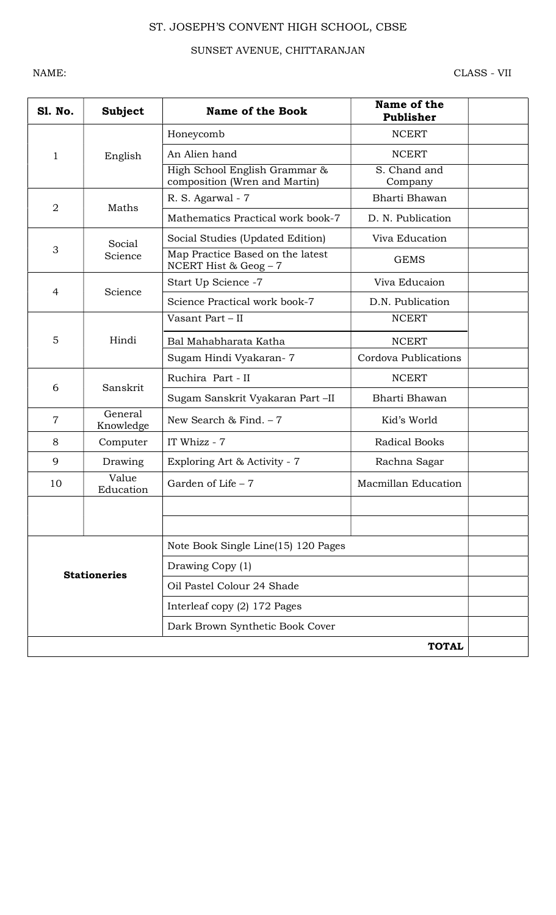ST. JOSEPH'S CONVENT HIGH SCHOOL, CBSE

SUNSET AVENUE, CHITTARANJAN

NAME: CLASS - VII

| Sl. No. | Subject | Name of the Book | Name of the Publisher | |
|---|---|---|---|---|
| 1 | English | Honeycomb | NCERT | |
| | | An Alien hand | NCERT | |
| | | High School English Grammar & composition (Wren and Martin) | S. Chand and Company | |
| 2 | Maths | R. S. Agarwal - 7 | Bharti Bhawan | |
| | | Mathematics Practical work book-7 | D. N. Publication | |
| 3 | Social Science | Social Studies (Updated Edition) | Viva Education | |
| | | Map Practice Based on the latest NCERT Hist & Geog – 7 | GEMS | |
| 4 | Science | Start Up Science -7 | Viva Educaion | |
| | | Science Practical work book-7 | D.N. Publication | |
| 5 | Hindi | Vasant Part – II | NCERT | |
| | | Bal Mahabharata Katha | NCERT | |
| | | Sugam Hindi Vyakaran- 7 | Cordova Publications | |
| 6 | Sanskrit | Ruchira Part - II | NCERT | |
| | | Sugam Sanskrit Vyakaran Part –II | Bharti Bhawan | |
| 7 | General Knowledge | New Search & Find. – 7 | Kid's World | |
| 8 | Computer | IT Whizz - 7 | Radical Books | |
| 9 | Drawing | Exploring Art & Activity - 7 | Rachna Sagar | |
| 10 | Value Education | Garden of Life – 7 | Macmillan Education | |
| | | | | |
| | | | | |
| **Stationeries** | | Note Book Single Line(15) 120 Pages | | |
| | | Drawing Copy (1) | | |
| | | Oil Pastel Colour 24 Shade | | |
| | | Interleaf copy (2) 172 Pages | | |
| | | Dark Brown Synthetic Book Cover | | |
| | | | **TOTAL** | |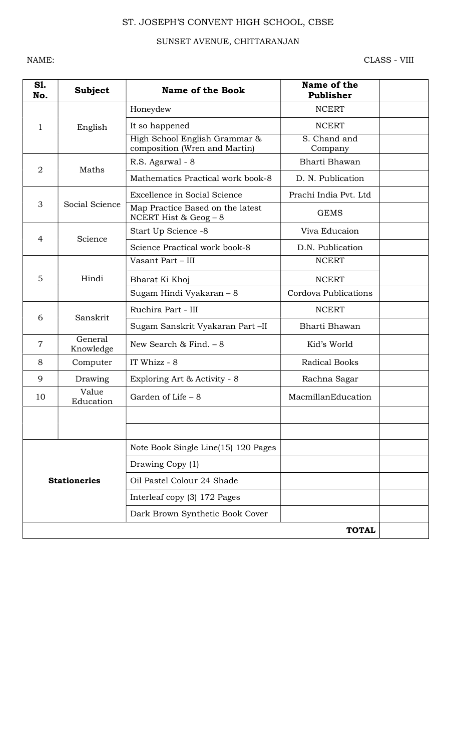ST. JOSEPH'S CONVENT HIGH SCHOOL, CBSE

SUNSET AVENUE, CHITTARANJAN

NAME: CLASS - VIII

| Sl. No. | Subject | Name of the Book | Name of the Publisher | |
|---|---|---|---|---|
| 1 | English | Honeydew | NCERT | |
| | | It so happened | NCERT | |
| | | High School English Grammar & composition (Wren and Martin) | S. Chand and Company | |
| 2 | Maths | R.S. Agarwal - 8 | Bharti Bhawan | |
| | | Mathematics Practical work book-8 | D. N. Publication | |
| 3 | Social Science | Excellence in Social Science | Prachi India Pvt. Ltd | |
| | | Map Practice Based on the latest NCERT Hist & Geog – 8 | GEMS | |
| 4 | Science | Start Up Science -8 | Viva Educaion | |
| | | Science Practical work book-8 | D.N. Publication | |
| 5 | Hindi | Vasant Part – III | NCERT | |
| | | Bharat Ki Khoj | NCERT | |
| | | Sugam Hindi Vyakaran – 8 | Cordova Publications | |
| 6 | Sanskrit | Ruchira Part - III | NCERT | |
| | | Sugam Sanskrit Vyakaran Part –II | Bharti Bhawan | |
| 7 | General Knowledge | New Search & Find. – 8 | Kid's World | |
| 8 | Computer | IT Whizz - 8 | Radical Books | |
| 9 | Drawing | Exploring Art & Activity - 8 | Rachna Sagar | |
| 10 | Value Education | Garden of Life – 8 | MacmillanEducation | |
| | | | | |
| | | | | |
| **Stationeries** | | Note Book Single Line(15) 120 Pages | | |
| | | Drawing Copy (1) | | |
| | | Oil Pastel Colour 24 Shade | | |
| | | Interleaf copy (3) 172 Pages | | |
| | | Dark Brown Synthetic Book Cover | | |
| | | | **TOTAL** | |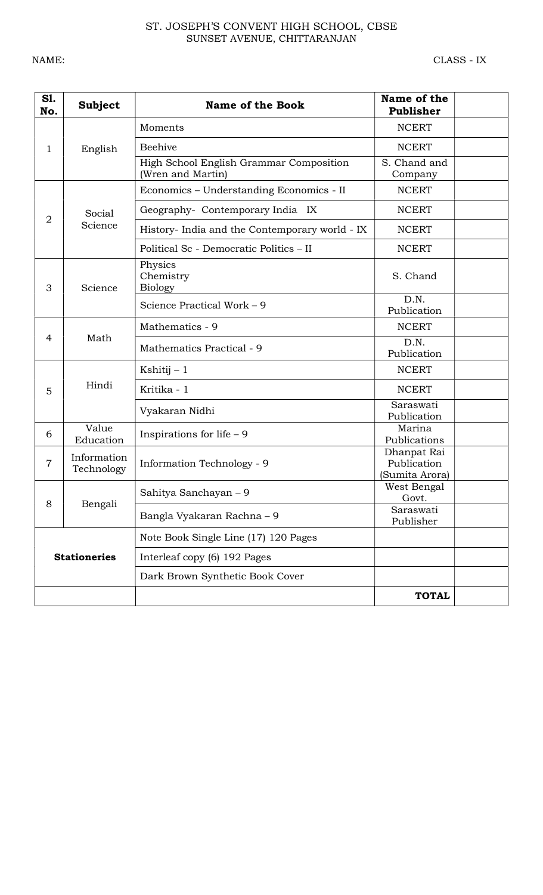ST. JOSEPH'S CONVENT HIGH SCHOOL, CBSE
SUNSET AVENUE, CHITTARANJAN

NAME: CLASS - IX

| Sl. No. | Subject | Name of the Book | Name of the Publisher | |
|---|---|---|---|---|
| 1 | English | Moments | NCERT | |
| | | Beehive | NCERT | |
| | | High School English Grammar Composition (Wren and Martin) | S. Chand and Company | |
| 2 | Social Science | Economics – Understanding Economics - II | NCERT | |
| | | Geography- Contemporary India IX | NCERT | |
| | | History- India and the Contemporary world - IX | NCERT | |
| | | Political Sc - Democratic Politics – II | NCERT | |
| 3 | Science | Physics<br>Chemistry<br>Biology | S. Chand | |
| | | Science Practical Work – 9 | D.N. Publication | |
| 4 | Math | Mathematics - 9 | NCERT | |
| | | Mathematics Practical - 9 | D.N. Publication | |
| 5 | Hindi | Kshitij – 1 | NCERT | |
| | | Kritika - 1 | NCERT | |
| | | Vyakaran Nidhi | Saraswati Publication | |
| 6 | Value Education | Inspirations for life – 9 | Marina Publications | |
| 7 | Information Technology | Information Technology - 9 | Dhanpat Rai Publication (Sumita Arora) | |
| 8 | Bengali | Sahitya Sanchayan – 9 | West Bengal Govt. | |
| | | Bangla Vyakaran Rachna – 9 | Saraswati Publisher | |
| **Stationeries** | | Note Book Single Line (17) 120 Pages | | |
| | | Interleaf copy (6) 192 Pages | | |
| | | Dark Brown Synthetic Book Cover | | |
| | | | **TOTAL** | |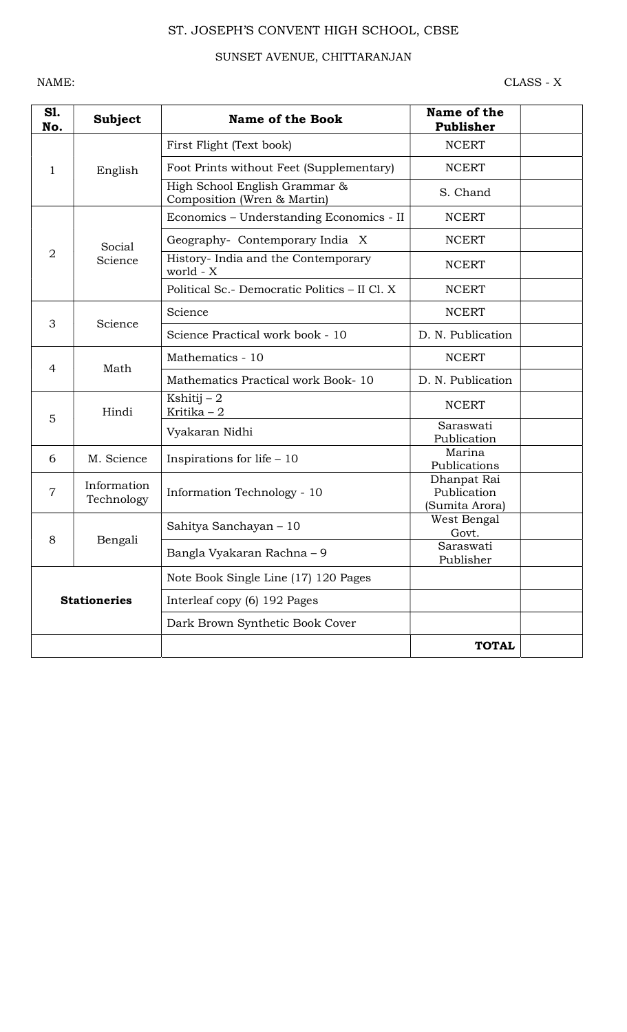ST. JOSEPH'S CONVENT HIGH SCHOOL, CBSE

SUNSET AVENUE, CHITTARANJAN

NAME: CLASS - X

| Sl. No. | Subject | Name of the Book | Name of the Publisher | |
|---|---|---|---|---|
| 1 | English | First Flight (Text book) | NCERT | |
| | | Foot Prints without Feet (Supplementary) | NCERT | |
| | | High School English Grammar & Composition (Wren & Martin) | S. Chand | |
| 2 | Social Science | Economics – Understanding Economics - II | NCERT | |
| | | Geography- Contemporary India X | NCERT | |
| | | History- India and the Contemporary world - X | NCERT | |
| | | Political Sc.- Democratic Politics – II Cl. X | NCERT | |
| 3 | Science | Science | NCERT | |
| | | Science Practical work book - 10 | D. N. Publication | |
| 4 | Math | Mathematics - 10 | NCERT | |
| | | Mathematics Practical work Book- 10 | D. N. Publication | |
| 5 | Hindi | Kshitij – 2<br>Kritika – 2 | NCERT | |
| | | Vyakaran Nidhi | Saraswati Publication | |
| 6 | M. Science | Inspirations for life – 10 | Marina Publications | |
| 7 | Information Technology | Information Technology - 10 | Dhanpat Rai Publication (Sumita Arora) | |
| 8 | Bengali | Sahitya Sanchayan – 10 | West Bengal Govt. | |
| | | Bangla Vyakaran Rachna – 9 | Saraswati Publisher | |
| **Stationeries** | | Note Book Single Line (17) 120 Pages | | |
| | | Interleaf copy (6) 192 Pages | | |
| | | Dark Brown Synthetic Book Cover | | |
| | | | **TOTAL** | |